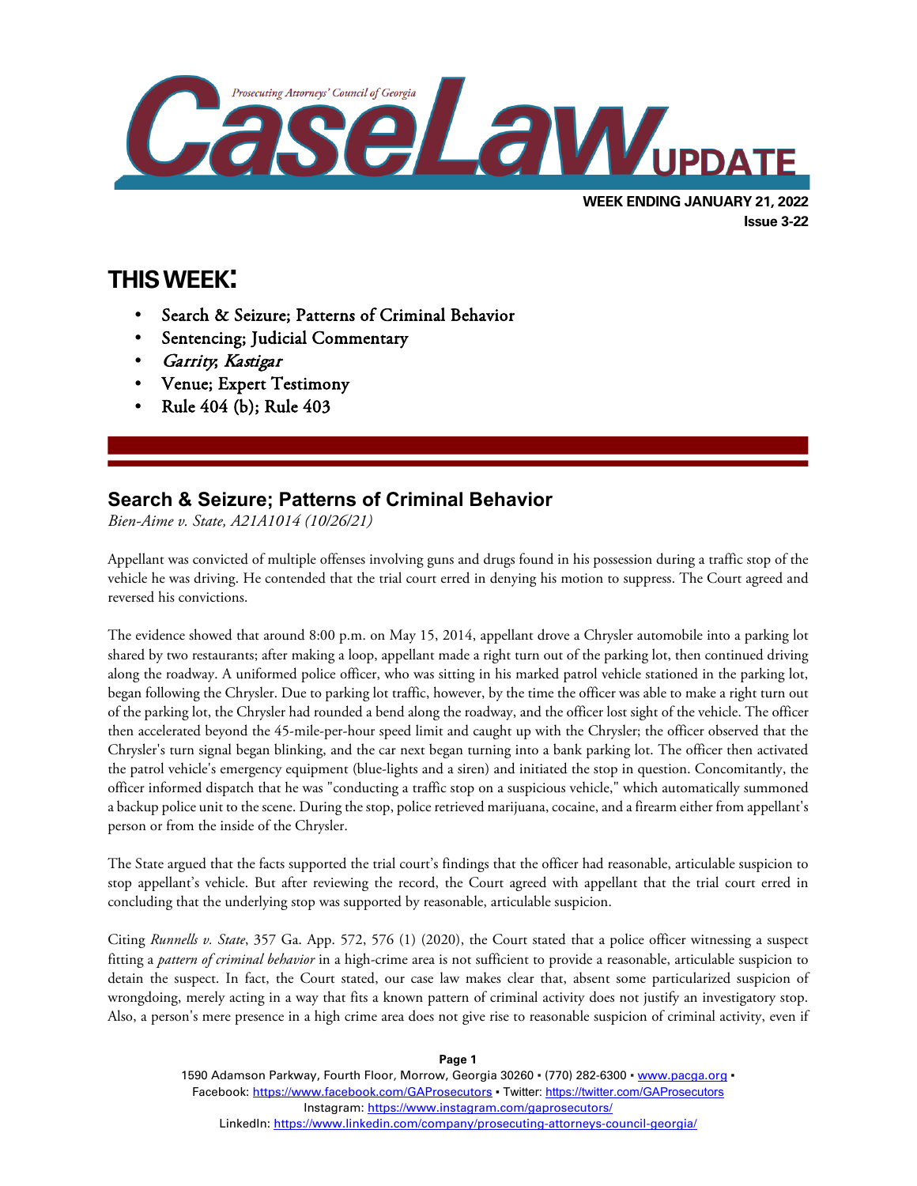# CaseLaw UPDATE

Prosecuting Attorneys' Council of Georgia

**WEEK ENDING JANUARY 21, 2022**
**Issue 3-22**

## THIS WEEK:

- Search & Seizure; Patterns of Criminal Behavior
- Sentencing; Judicial Commentary
- *Garrity*; *Kastigar*
- Venue; Expert Testimony
- Rule 404 (b); Rule 403

## Search & Seizure; Patterns of Criminal Behavior

*Bien-Aime v. State, A21A1014 (10/26/21)*

Appellant was convicted of multiple offenses involving guns and drugs found in his possession during a traffic stop of the vehicle he was driving. He contended that the trial court erred in denying his motion to suppress. The Court agreed and reversed his convictions.

The evidence showed that around 8:00 p.m. on May 15, 2014, appellant drove a Chrysler automobile into a parking lot shared by two restaurants; after making a loop, appellant made a right turn out of the parking lot, then continued driving along the roadway. A uniformed police officer, who was sitting in his marked patrol vehicle stationed in the parking lot, began following the Chrysler. Due to parking lot traffic, however, by the time the officer was able to make a right turn out of the parking lot, the Chrysler had rounded a bend along the roadway, and the officer lost sight of the vehicle. The officer then accelerated beyond the 45-mile-per-hour speed limit and caught up with the Chrysler; the officer observed that the Chrysler's turn signal began blinking, and the car next began turning into a bank parking lot. The officer then activated the patrol vehicle's emergency equipment (blue-lights and a siren) and initiated the stop in question. Concomitantly, the officer informed dispatch that he was "conducting a traffic stop on a suspicious vehicle," which automatically summoned a backup police unit to the scene. During the stop, police retrieved marijuana, cocaine, and a firearm either from appellant's person or from the inside of the Chrysler.

The State argued that the facts supported the trial court's findings that the officer had reasonable, articulable suspicion to stop appellant's vehicle. But after reviewing the record, the Court agreed with appellant that the trial court erred in concluding that the underlying stop was supported by reasonable, articulable suspicion.

Citing *Runnells v. State*, 357 Ga. App. 572, 576 (1) (2020), the Court stated that a police officer witnessing a suspect fitting a *pattern of criminal behavior* in a high-crime area is not sufficient to provide a reasonable, articulable suspicion to detain the suspect. In fact, the Court stated, our case law makes clear that, absent some particularized suspicion of wrongdoing, merely acting in a way that fits a known pattern of criminal activity does not justify an investigatory stop. Also, a person's mere presence in a high crime area does not give rise to reasonable suspicion of criminal activity, even if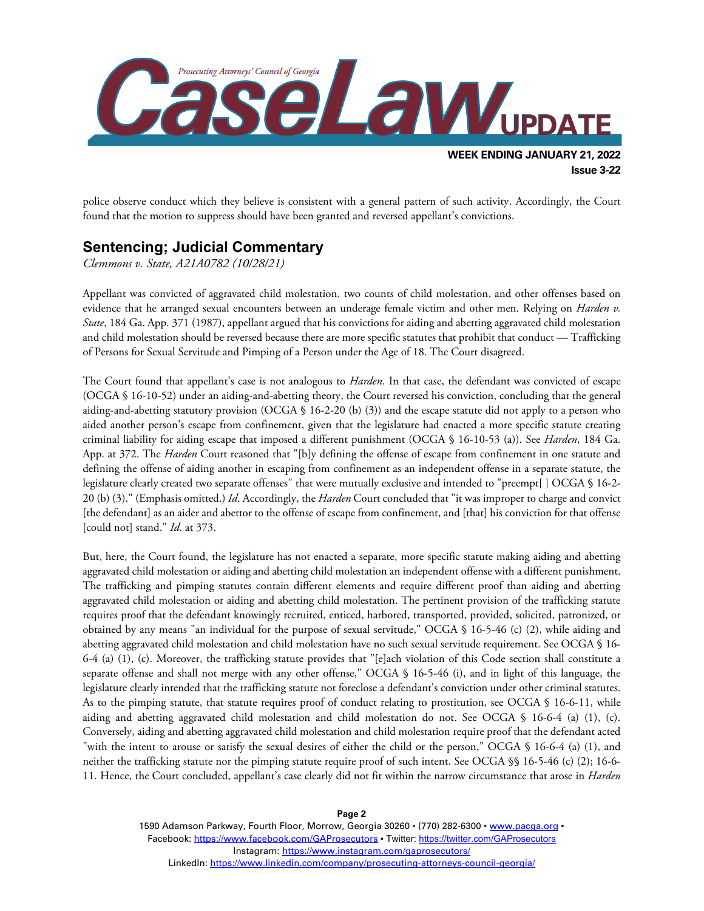police observe conduct which they believe is consistent with a general pattern of such activity. Accordingly, the Court found that the motion to suppress should have been granted and reversed appellant's convictions.

## Sentencing; Judicial Commentary

*Clemmons v. State, A21A0782 (10/28/21)*

Appellant was convicted of aggravated child molestation, two counts of child molestation, and other offenses based on evidence that he arranged sexual encounters between an underage female victim and other men. Relying on *Harden v. State*, 184 Ga. App. 371 (1987), appellant argued that his convictions for aiding and abetting aggravated child molestation and child molestation should be reversed because there are more specific statutes that prohibit that conduct — Trafficking of Persons for Sexual Servitude and Pimping of a Person under the Age of 18. The Court disagreed.

The Court found that appellant's case is not analogous to *Harden*. In that case, the defendant was convicted of escape (OCGA § 16-10-52) under an aiding-and-abetting theory, the Court reversed his conviction, concluding that the general aiding-and-abetting statutory provision (OCGA § 16-2-20 (b) (3)) and the escape statute did not apply to a person who aided another person's escape from confinement, given that the legislature had enacted a more specific statute creating criminal liability for aiding escape that imposed a different punishment (OCGA § 16-10-53 (a)). See *Harden*, 184 Ga. App. at 372. The *Harden* Court reasoned that "[b]y defining the offense of escape from confinement in one statute and defining the offense of aiding another in escaping from confinement as an independent offense in a separate statute, the legislature clearly created two separate offenses" that were mutually exclusive and intended to "preempt[ ] OCGA § 16-2-20 (b) (3)." (Emphasis omitted.) *Id*. Accordingly, the *Harden* Court concluded that "it was improper to charge and convict [the defendant] as an aider and abettor to the offense of escape from confinement, and [that] his conviction for that offense [could not] stand." *Id*. at 373.

But, here, the Court found, the legislature has not enacted a separate, more specific statute making aiding and abetting aggravated child molestation or aiding and abetting child molestation an independent offense with a different punishment. The trafficking and pimping statutes contain different elements and require different proof than aiding and abetting aggravated child molestation or aiding and abetting child molestation. The pertinent provision of the trafficking statute requires proof that the defendant knowingly recruited, enticed, harbored, transported, provided, solicited, patronized, or obtained by any means "an individual for the purpose of sexual servitude," OCGA § 16-5-46 (c) (2), while aiding and abetting aggravated child molestation and child molestation have no such sexual servitude requirement. See OCGA § 16-6-4 (a) (1), (c). Moreover, the trafficking statute provides that "[e]ach violation of this Code section shall constitute a separate offense and shall not merge with any other offense," OCGA § 16-5-46 (i), and in light of this language, the legislature clearly intended that the trafficking statute not foreclose a defendant's conviction under other criminal statutes. As to the pimping statute, that statute requires proof of conduct relating to prostitution, see OCGA § 16-6-11, while aiding and abetting aggravated child molestation and child molestation do not. See OCGA § 16-6-4 (a) (1), (c). Conversely, aiding and abetting aggravated child molestation and child molestation require proof that the defendant acted "with the intent to arouse or satisfy the sexual desires of either the child or the person," OCGA § 16-6-4 (a) (1), and neither the trafficking statute nor the pimping statute require proof of such intent. See OCGA §§ 16-5-46 (c) (2); 16-6-11. Hence, the Court concluded, appellant's case clearly did not fit within the narrow circumstance that arose in *Harden*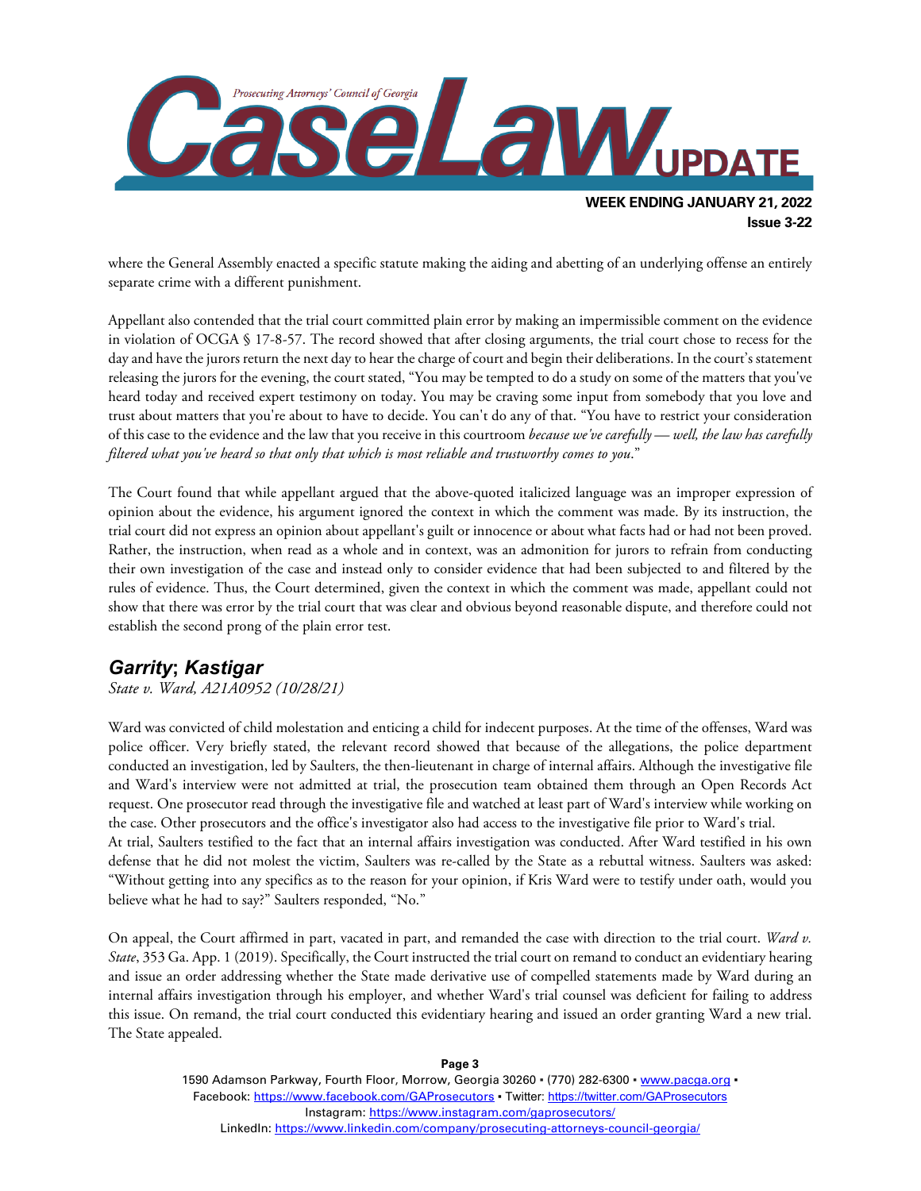where the General Assembly enacted a specific statute making the aiding and abetting of an underlying offense an entirely separate crime with a different punishment.

Appellant also contended that the trial court committed plain error by making an impermissible comment on the evidence in violation of OCGA § 17-8-57. The record showed that after closing arguments, the trial court chose to recess for the day and have the jurors return the next day to hear the charge of court and begin their deliberations. In the court's statement releasing the jurors for the evening, the court stated, "You may be tempted to do a study on some of the matters that you've heard today and received expert testimony on today. You may be craving some input from somebody that you love and trust about matters that you're about to have to decide. You can't do any of that. "You have to restrict your consideration of this case to the evidence and the law that you receive in this courtroom *because we've carefully — well, the law has carefully filtered what you've heard so that only that which is most reliable and trustworthy comes to you*."

The Court found that while appellant argued that the above-quoted italicized language was an improper expression of opinion about the evidence, his argument ignored the context in which the comment was made. By its instruction, the trial court did not express an opinion about appellant's guilt or innocence or about what facts had or had not been proved. Rather, the instruction, when read as a whole and in context, was an admonition for jurors to refrain from conducting their own investigation of the case and instead only to consider evidence that had been subjected to and filtered by the rules of evidence. Thus, the Court determined, given the context in which the comment was made, appellant could not show that there was error by the trial court that was clear and obvious beyond reasonable dispute, and therefore could not establish the second prong of the plain error test.

## *Garrity*; *Kastigar*

*State v. Ward, A21A0952 (10/28/21)*

Ward was convicted of child molestation and enticing a child for indecent purposes. At the time of the offenses, Ward was police officer. Very briefly stated, the relevant record showed that because of the allegations, the police department conducted an investigation, led by Saulters, the then-lieutenant in charge of internal affairs. Although the investigative file and Ward's interview were not admitted at trial, the prosecution team obtained them through an Open Records Act request. One prosecutor read through the investigative file and watched at least part of Ward's interview while working on the case. Other prosecutors and the office's investigator also had access to the investigative file prior to Ward's trial.
At trial, Saulters testified to the fact that an internal affairs investigation was conducted. After Ward testified in his own defense that he did not molest the victim, Saulters was re-called by the State as a rebuttal witness. Saulters was asked: "Without getting into any specifics as to the reason for your opinion, if Kris Ward were to testify under oath, would you believe what he had to say?" Saulters responded, "No."

On appeal, the Court affirmed in part, vacated in part, and remanded the case with direction to the trial court. *Ward v. State*, 353 Ga. App. 1 (2019). Specifically, the Court instructed the trial court on remand to conduct an evidentiary hearing and issue an order addressing whether the State made derivative use of compelled statements made by Ward during an internal affairs investigation through his employer, and whether Ward's trial counsel was deficient for failing to address this issue. On remand, the trial court conducted this evidentiary hearing and issued an order granting Ward a new trial. The State appealed.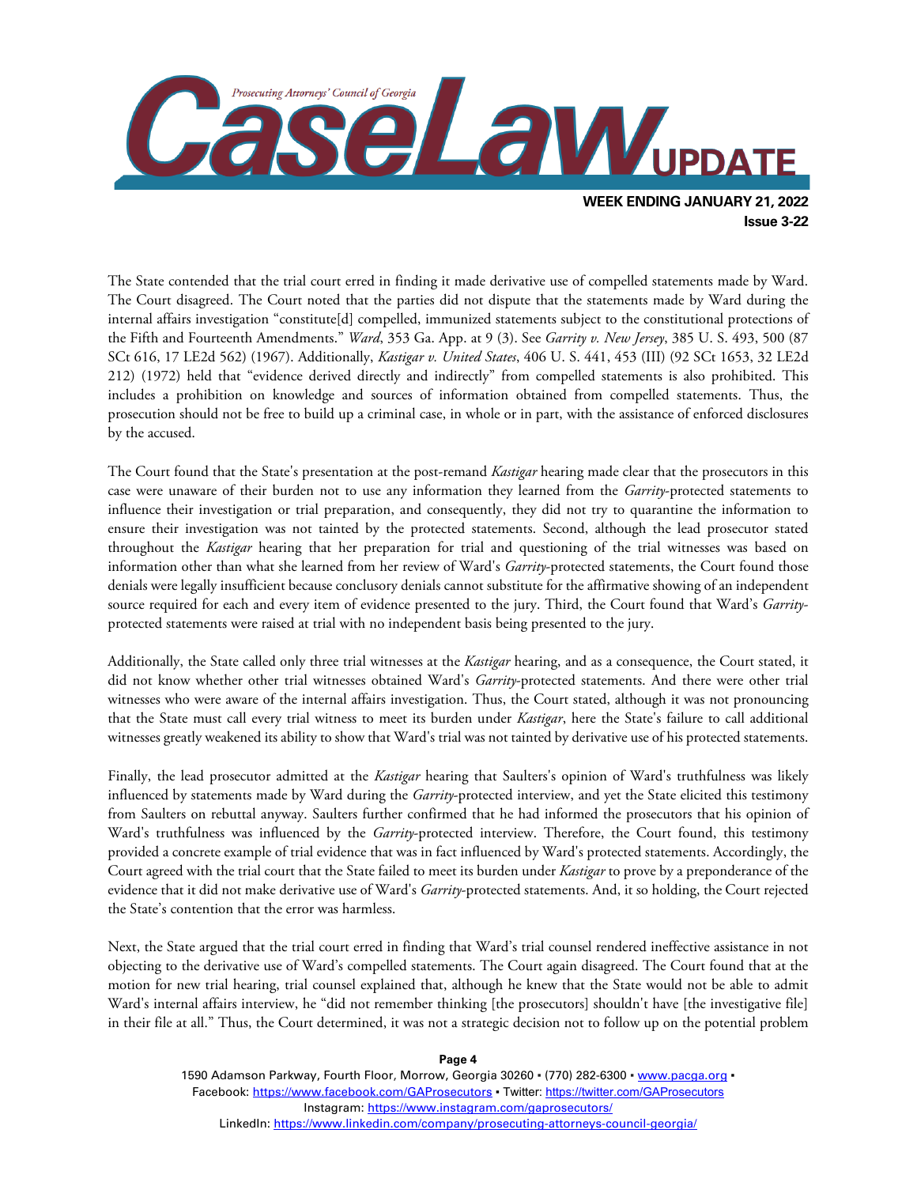The State contended that the trial court erred in finding it made derivative use of compelled statements made by Ward. The Court disagreed. The Court noted that the parties did not dispute that the statements made by Ward during the internal affairs investigation "constitute[d] compelled, immunized statements subject to the constitutional protections of the Fifth and Fourteenth Amendments." *Ward*, 353 Ga. App. at 9 (3). See *Garrity v. New Jersey*, 385 U. S. 493, 500 (87 SCt 616, 17 LE2d 562) (1967). Additionally, *Kastigar v. United States*, 406 U. S. 441, 453 (III) (92 SCt 1653, 32 LE2d 212) (1972) held that "evidence derived directly and indirectly" from compelled statements is also prohibited. This includes a prohibition on knowledge and sources of information obtained from compelled statements. Thus, the prosecution should not be free to build up a criminal case, in whole or in part, with the assistance of enforced disclosures by the accused.

The Court found that the State's presentation at the post-remand *Kastigar* hearing made clear that the prosecutors in this case were unaware of their burden not to use any information they learned from the *Garrity*-protected statements to influence their investigation or trial preparation, and consequently, they did not try to quarantine the information to ensure their investigation was not tainted by the protected statements. Second, although the lead prosecutor stated throughout the *Kastigar* hearing that her preparation for trial and questioning of the trial witnesses was based on information other than what she learned from her review of Ward's *Garrity*-protected statements, the Court found those denials were legally insufficient because conclusory denials cannot substitute for the affirmative showing of an independent source required for each and every item of evidence presented to the jury. Third, the Court found that Ward's *Garrity*-protected statements were raised at trial with no independent basis being presented to the jury.

Additionally, the State called only three trial witnesses at the *Kastigar* hearing, and as a consequence, the Court stated, it did not know whether other trial witnesses obtained Ward's *Garrity*-protected statements. And there were other trial witnesses who were aware of the internal affairs investigation. Thus, the Court stated, although it was not pronouncing that the State must call every trial witness to meet its burden under *Kastigar*, here the State's failure to call additional witnesses greatly weakened its ability to show that Ward's trial was not tainted by derivative use of his protected statements.

Finally, the lead prosecutor admitted at the *Kastigar* hearing that Saulters's opinion of Ward's truthfulness was likely influenced by statements made by Ward during the *Garrity*-protected interview, and yet the State elicited this testimony from Saulters on rebuttal anyway. Saulters further confirmed that he had informed the prosecutors that his opinion of Ward's truthfulness was influenced by the *Garrity*-protected interview. Therefore, the Court found, this testimony provided a concrete example of trial evidence that was in fact influenced by Ward's protected statements. Accordingly, the Court agreed with the trial court that the State failed to meet its burden under *Kastigar* to prove by a preponderance of the evidence that it did not make derivative use of Ward's *Garrity*-protected statements. And, it so holding, the Court rejected the State's contention that the error was harmless.

Next, the State argued that the trial court erred in finding that Ward's trial counsel rendered ineffective assistance in not objecting to the derivative use of Ward's compelled statements. The Court again disagreed. The Court found that at the motion for new trial hearing, trial counsel explained that, although he knew that the State would not be able to admit Ward's internal affairs interview, he "did not remember thinking [the prosecutors] shouldn't have [the investigative file] in their file at all." Thus, the Court determined, it was not a strategic decision not to follow up on the potential problem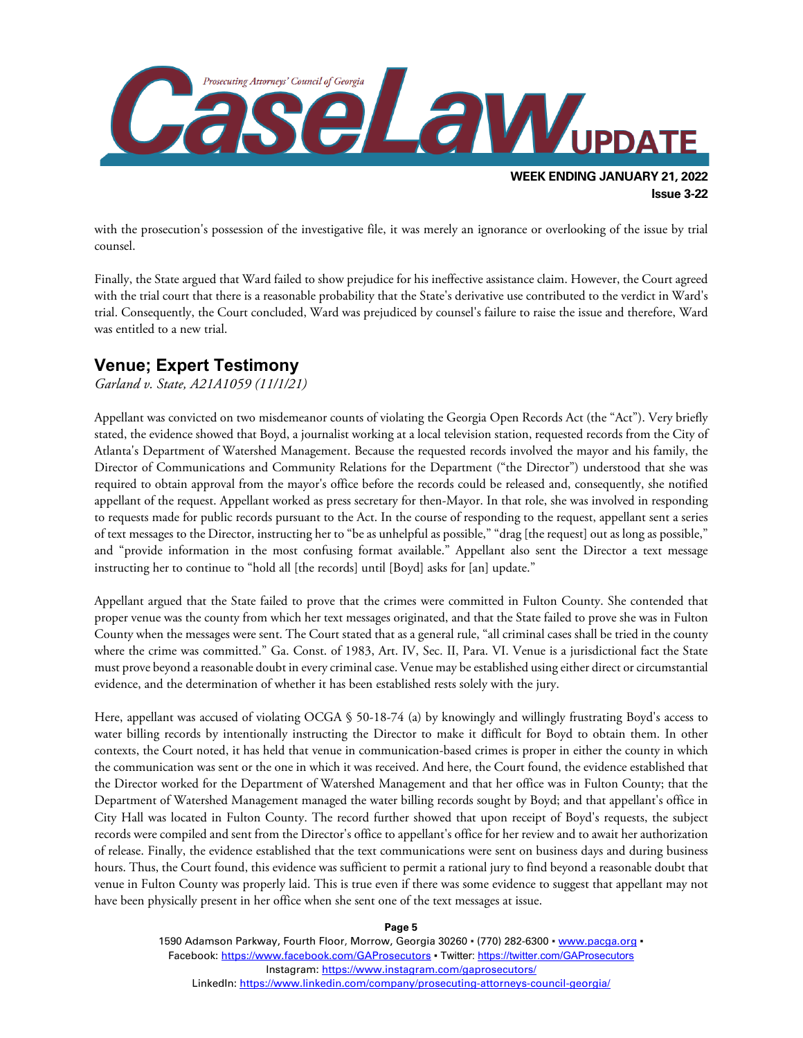with the prosecution's possession of the investigative file, it was merely an ignorance or overlooking of the issue by trial counsel.

Finally, the State argued that Ward failed to show prejudice for his ineffective assistance claim. However, the Court agreed with the trial court that there is a reasonable probability that the State's derivative use contributed to the verdict in Ward's trial. Consequently, the Court concluded, Ward was prejudiced by counsel's failure to raise the issue and therefore, Ward was entitled to a new trial.

## Venue; Expert Testimony

*Garland v. State, A21A1059 (11/1/21)*

Appellant was convicted on two misdemeanor counts of violating the Georgia Open Records Act (the "Act"). Very briefly stated, the evidence showed that Boyd, a journalist working at a local television station, requested records from the City of Atlanta's Department of Watershed Management. Because the requested records involved the mayor and his family, the Director of Communications and Community Relations for the Department ("the Director") understood that she was required to obtain approval from the mayor's office before the records could be released and, consequently, she notified appellant of the request. Appellant worked as press secretary for then-Mayor. In that role, she was involved in responding to requests made for public records pursuant to the Act. In the course of responding to the request, appellant sent a series of text messages to the Director, instructing her to "be as unhelpful as possible," "drag [the request] out as long as possible," and "provide information in the most confusing format available." Appellant also sent the Director a text message instructing her to continue to "hold all [the records] until [Boyd] asks for [an] update."

Appellant argued that the State failed to prove that the crimes were committed in Fulton County. She contended that proper venue was the county from which her text messages originated, and that the State failed to prove she was in Fulton County when the messages were sent. The Court stated that as a general rule, "all criminal cases shall be tried in the county where the crime was committed." Ga. Const. of 1983, Art. IV, Sec. II, Para. VI. Venue is a jurisdictional fact the State must prove beyond a reasonable doubt in every criminal case. Venue may be established using either direct or circumstantial evidence, and the determination of whether it has been established rests solely with the jury.

Here, appellant was accused of violating OCGA § 50-18-74 (a) by knowingly and willingly frustrating Boyd's access to water billing records by intentionally instructing the Director to make it difficult for Boyd to obtain them. In other contexts, the Court noted, it has held that venue in communication-based crimes is proper in either the county in which the communication was sent or the one in which it was received. And here, the Court found, the evidence established that the Director worked for the Department of Watershed Management and that her office was in Fulton County; that the Department of Watershed Management managed the water billing records sought by Boyd; and that appellant's office in City Hall was located in Fulton County. The record further showed that upon receipt of Boyd's requests, the subject records were compiled and sent from the Director's office to appellant's office for her review and to await her authorization of release. Finally, the evidence established that the text communications were sent on business days and during business hours. Thus, the Court found, this evidence was sufficient to permit a rational jury to find beyond a reasonable doubt that venue in Fulton County was properly laid. This is true even if there was some evidence to suggest that appellant may not have been physically present in her office when she sent one of the text messages at issue.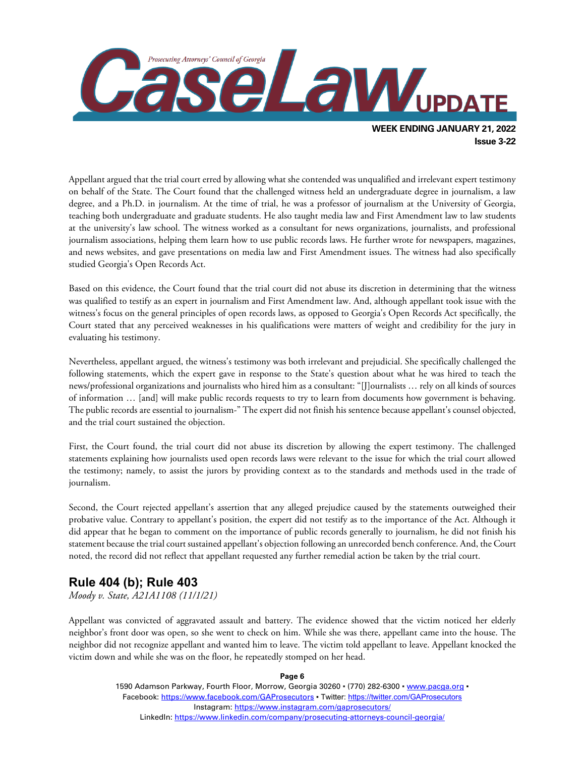Appellant argued that the trial court erred by allowing what she contended was unqualified and irrelevant expert testimony on behalf of the State. The Court found that the challenged witness held an undergraduate degree in journalism, a law degree, and a Ph.D. in journalism. At the time of trial, he was a professor of journalism at the University of Georgia, teaching both undergraduate and graduate students. He also taught media law and First Amendment law to law students at the university's law school. The witness worked as a consultant for news organizations, journalists, and professional journalism associations, helping them learn how to use public records laws. He further wrote for newspapers, magazines, and news websites, and gave presentations on media law and First Amendment issues. The witness had also specifically studied Georgia's Open Records Act.

Based on this evidence, the Court found that the trial court did not abuse its discretion in determining that the witness was qualified to testify as an expert in journalism and First Amendment law. And, although appellant took issue with the witness's focus on the general principles of open records laws, as opposed to Georgia's Open Records Act specifically, the Court stated that any perceived weaknesses in his qualifications were matters of weight and credibility for the jury in evaluating his testimony.

Nevertheless, appellant argued, the witness's testimony was both irrelevant and prejudicial. She specifically challenged the following statements, which the expert gave in response to the State's question about what he was hired to teach the news/professional organizations and journalists who hired him as a consultant: "[J]ournalists … rely on all kinds of sources of information … [and] will make public records requests to try to learn from documents how government is behaving. The public records are essential to journalism-" The expert did not finish his sentence because appellant's counsel objected, and the trial court sustained the objection.

First, the Court found, the trial court did not abuse its discretion by allowing the expert testimony. The challenged statements explaining how journalists used open records laws were relevant to the issue for which the trial court allowed the testimony; namely, to assist the jurors by providing context as to the standards and methods used in the trade of journalism.

Second, the Court rejected appellant's assertion that any alleged prejudice caused by the statements outweighed their probative value. Contrary to appellant's position, the expert did not testify as to the importance of the Act. Although it did appear that he began to comment on the importance of public records generally to journalism, he did not finish his statement because the trial court sustained appellant's objection following an unrecorded bench conference. And, the Court noted, the record did not reflect that appellant requested any further remedial action be taken by the trial court.

## Rule 404 (b); Rule 403

*Moody v. State, A21A1108 (11/1/21)*

Appellant was convicted of aggravated assault and battery. The evidence showed that the victim noticed her elderly neighbor's front door was open, so she went to check on him. While she was there, appellant came into the house. The neighbor did not recognize appellant and wanted him to leave. The victim told appellant to leave. Appellant knocked the victim down and while she was on the floor, he repeatedly stomped on her head.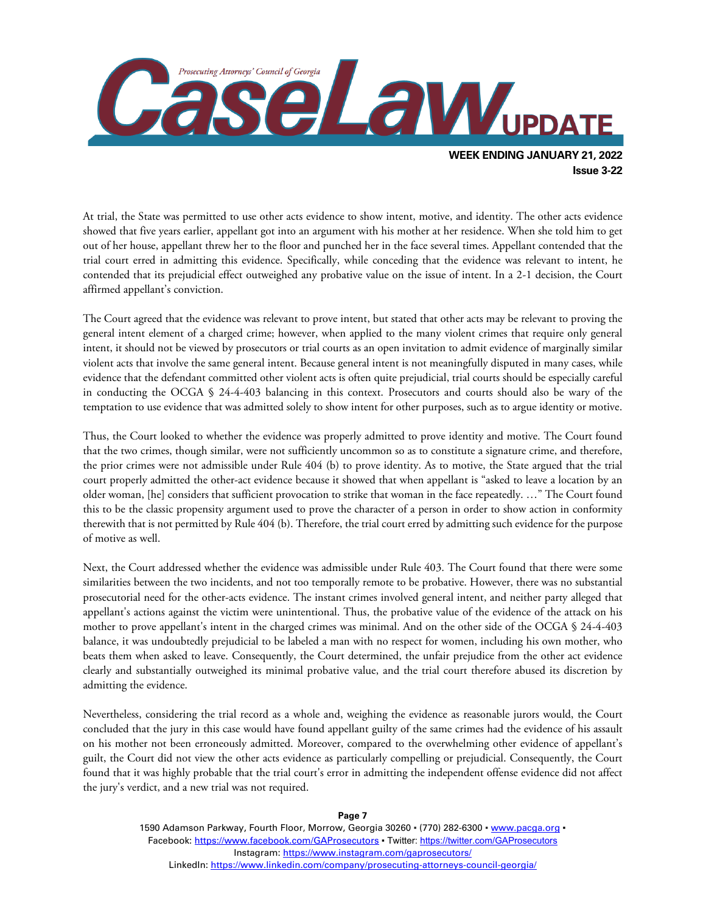At trial, the State was permitted to use other acts evidence to show intent, motive, and identity. The other acts evidence showed that five years earlier, appellant got into an argument with his mother at her residence. When she told him to get out of her house, appellant threw her to the floor and punched her in the face several times. Appellant contended that the trial court erred in admitting this evidence. Specifically, while conceding that the evidence was relevant to intent, he contended that its prejudicial effect outweighed any probative value on the issue of intent. In a 2-1 decision, the Court affirmed appellant's conviction.

The Court agreed that the evidence was relevant to prove intent, but stated that other acts may be relevant to proving the general intent element of a charged crime; however, when applied to the many violent crimes that require only general intent, it should not be viewed by prosecutors or trial courts as an open invitation to admit evidence of marginally similar violent acts that involve the same general intent. Because general intent is not meaningfully disputed in many cases, while evidence that the defendant committed other violent acts is often quite prejudicial, trial courts should be especially careful in conducting the OCGA § 24-4-403 balancing in this context. Prosecutors and courts should also be wary of the temptation to use evidence that was admitted solely to show intent for other purposes, such as to argue identity or motive.

Thus, the Court looked to whether the evidence was properly admitted to prove identity and motive. The Court found that the two crimes, though similar, were not sufficiently uncommon so as to constitute a signature crime, and therefore, the prior crimes were not admissible under Rule 404 (b) to prove identity. As to motive, the State argued that the trial court properly admitted the other-act evidence because it showed that when appellant is "asked to leave a location by an older woman, [he] considers that sufficient provocation to strike that woman in the face repeatedly. …" The Court found this to be the classic propensity argument used to prove the character of a person in order to show action in conformity therewith that is not permitted by Rule 404 (b). Therefore, the trial court erred by admitting such evidence for the purpose of motive as well.

Next, the Court addressed whether the evidence was admissible under Rule 403. The Court found that there were some similarities between the two incidents, and not too temporally remote to be probative. However, there was no substantial prosecutorial need for the other-acts evidence. The instant crimes involved general intent, and neither party alleged that appellant's actions against the victim were unintentional. Thus, the probative value of the evidence of the attack on his mother to prove appellant's intent in the charged crimes was minimal. And on the other side of the OCGA § 24-4-403 balance, it was undoubtedly prejudicial to be labeled a man with no respect for women, including his own mother, who beats them when asked to leave. Consequently, the Court determined, the unfair prejudice from the other act evidence clearly and substantially outweighed its minimal probative value, and the trial court therefore abused its discretion by admitting the evidence.

Nevertheless, considering the trial record as a whole and, weighing the evidence as reasonable jurors would, the Court concluded that the jury in this case would have found appellant guilty of the same crimes had the evidence of his assault on his mother not been erroneously admitted. Moreover, compared to the overwhelming other evidence of appellant's guilt, the Court did not view the other acts evidence as particularly compelling or prejudicial. Consequently, the Court found that it was highly probable that the trial court's error in admitting the independent offense evidence did not affect the jury's verdict, and a new trial was not required.